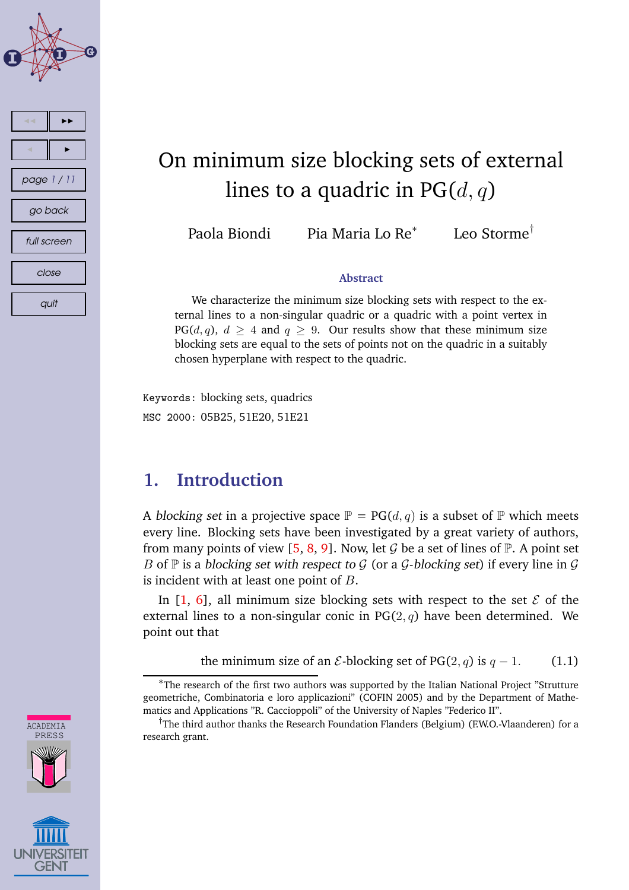# On minimum size blocking sets of external lines to a quadric in PG$(d, q)$

Paola Biondi    Pia Maria Lo Re[*]    Leo Storme[†]

### Abstract

We characterize the minimum size blocking sets with respect to the external lines to a non-singular quadric or a quadric with a point vertex in PG$(d, q)$, $d \geq 4$ and $q \geq 9$. Our results show that these minimum size blocking sets are equal to the sets of points not on the quadric in a suitably chosen hyperplane with respect to the quadric.

`Keywords:` blocking sets, quadrics

`MSC 2000:` 05B25, 51E20, 51E21

## 1. Introduction

A *blocking set* in a projective space $\mathbb{P} = \mathrm{PG}(d, q)$ is a subset of $\mathbb{P}$ which meets every line. Blocking sets have been investigated by a great variety of authors, from many points of view [5, 8, 9]. Now, let $\mathcal{G}$ be a set of lines of $\mathbb{P}$. A point set $B$ of $\mathbb{P}$ is a *blocking set with respect to* $\mathcal{G}$ (or a $\mathcal{G}$*-blocking set*) if every line in $\mathcal{G}$ is incident with at least one point of $B$.

In [1, 6], all minimum size blocking sets with respect to the set $\mathcal{E}$ of the external lines to a non-singular conic in PG$(2, q)$ have been determined. We point out that

$$\text{the minimum size of an } \mathcal{E}\text{-blocking set of PG}(2, q) \text{ is } q - 1. \tag{1.1}$$

---

[*]The research of the first two authors was supported by the Italian National Project "Strutture geometriche, Combinatoria e loro applicazioni" (COFIN 2005) and by the Department of Mathematics and Applications "R. Caccioppoli" of the University of Naples "Federico II".

[†]The third author thanks the Research Foundation Flanders (Belgium) (F.W.O.-Vlaanderen) for a research grant.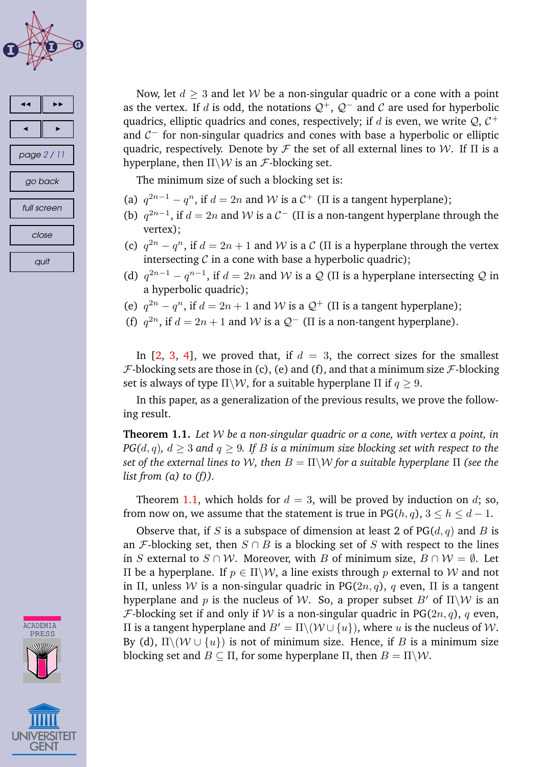Now, let $d \geq 3$ and let $\mathcal{W}$ be a non-singular quadric or a cone with a point as the vertex. If $d$ is odd, the notations $\mathcal{Q}^+$, $\mathcal{Q}^-$ and $\mathcal{C}$ are used for hyperbolic quadrics, elliptic quadrics and cones, respectively; if $d$ is even, we write $\mathcal{Q}$, $\mathcal{C}^+$ and $\mathcal{C}^-$ for non-singular quadrics and cones with base a hyperbolic or elliptic quadric, respectively. Denote by $\mathcal{F}$ the set of all external lines to $\mathcal{W}$. If $\Pi$ is a hyperplane, then $\Pi \backslash \mathcal{W}$ is an $\mathcal{F}$-blocking set.

The minimum size of such a blocking set is:

(a) $q^{2n-1} - q^n$, if $d = 2n$ and $\mathcal{W}$ is a $\mathcal{C}^+$ ($\Pi$ is a tangent hyperplane);

(b) $q^{2n-1}$, if $d = 2n$ and $\mathcal{W}$ is a $\mathcal{C}^-$ ($\Pi$ is a non-tangent hyperplane through the vertex);

(c) $q^{2n} - q^n$, if $d = 2n+1$ and $\mathcal{W}$ is a $\mathcal{C}$ ($\Pi$ is a hyperplane through the vertex intersecting $\mathcal{C}$ in a cone with base a hyperbolic quadric);

(d) $q^{2n-1} - q^{n-1}$, if $d = 2n$ and $\mathcal{W}$ is a $\mathcal{Q}$ ($\Pi$ is a hyperplane intersecting $\mathcal{Q}$ in a hyperbolic quadric);

(e) $q^{2n} - q^n$, if $d = 2n+1$ and $\mathcal{W}$ is a $\mathcal{Q}^+$ ($\Pi$ is a tangent hyperplane);

(f) $q^{2n}$, if $d = 2n+1$ and $\mathcal{W}$ is a $\mathcal{Q}^-$ ($\Pi$ is a non-tangent hyperplane).

In [2, 3, 4], we proved that, if $d = 3$, the correct sizes for the smallest $\mathcal{F}$-blocking sets are those in (c), (e) and (f), and that a minimum size $\mathcal{F}$-blocking set is always of type $\Pi \backslash \mathcal{W}$, for a suitable hyperplane $\Pi$ if $q \geq 9$.

In this paper, as a generalization of the previous results, we prove the following result.

**Theorem 1.1.** *Let $\mathcal{W}$ be a non-singular quadric or a cone, with vertex a point, in $PG(d, q)$, $d \geq 3$ and $q \geq 9$. If $B$ is a minimum size blocking set with respect to the set of the external lines to $\mathcal{W}$, then $B = \Pi \backslash \mathcal{W}$ for a suitable hyperplane $\Pi$ (see the list from (a) to (f)).*

Theorem 1.1, which holds for $d = 3$, will be proved by induction on $d$; so, from now on, we assume that the statement is true in $\mathrm{PG}(h, q)$, $3 \leq h \leq d-1$.

Observe that, if $S$ is a subspace of dimension at least 2 of $\mathrm{PG}(d, q)$ and $B$ is an $\mathcal{F}$-blocking set, then $S \cap B$ is a blocking set of $S$ with respect to the lines in $S$ external to $S \cap \mathcal{W}$. Moreover, with $B$ of minimum size, $B \cap \mathcal{W} = \emptyset$. Let $\Pi$ be a hyperplane. If $p \in \Pi \backslash \mathcal{W}$, a line exists through $p$ external to $\mathcal{W}$ and not in $\Pi$, unless $\mathcal{W}$ is a non-singular quadric in $\mathrm{PG}(2n, q)$, $q$ even, $\Pi$ is a tangent hyperplane and $p$ is the nucleus of $\mathcal{W}$. So, a proper subset $B'$ of $\Pi \backslash \mathcal{W}$ is an $\mathcal{F}$-blocking set if and only if $\mathcal{W}$ is a non-singular quadric in $\mathrm{PG}(2n, q)$, $q$ even, $\Pi$ is a tangent hyperplane and $B' = \Pi \backslash (\mathcal{W} \cup \{u\})$, where $u$ is the nucleus of $\mathcal{W}$. By (d), $\Pi \backslash (\mathcal{W} \cup \{u\})$ is not of minimum size. Hence, if $B$ is a minimum size blocking set and $B \subseteq \Pi$, for some hyperplane $\Pi$, then $B = \Pi \backslash \mathcal{W}$.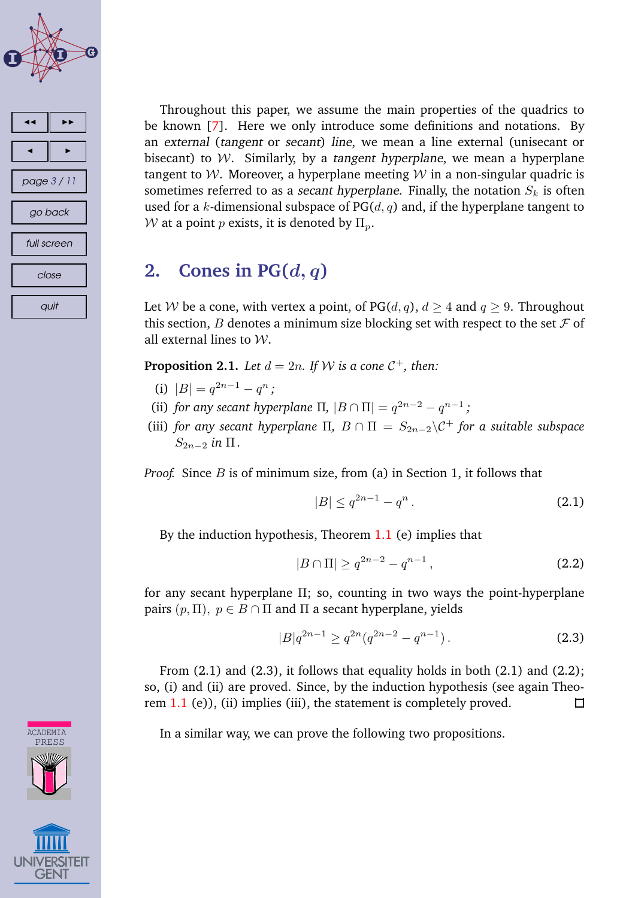Throughout this paper, we assume the main properties of the quadrics to be known [7]. Here we only introduce some definitions and notations. By an *external* (*tangent* or *secant*) *line*, we mean a line external (unisecant or bisecant) to $\mathcal{W}$. Similarly, by a *tangent hyperplane*, we mean a hyperplane tangent to $\mathcal{W}$. Moreover, a hyperplane meeting $\mathcal{W}$ in a non-singular quadric is sometimes referred to as a *secant hyperplane*. Finally, the notation $S_k$ is often used for a $k$-dimensional subspace of $\mathrm{PG}(d, q)$ and, if the hyperplane tangent to $\mathcal{W}$ at a point $p$ exists, it is denoted by $\Pi_p$.

## 2. Cones in PG($d$, $q$)

Let $\mathcal{W}$ be a cone, with vertex a point, of $\mathrm{PG}(d, q)$, $d \geq 4$ and $q \geq 9$. Throughout this section, $B$ denotes a minimum size blocking set with respect to the set $\mathcal{F}$ of all external lines to $\mathcal{W}$.

**Proposition 2.1.** *Let $d = 2n$. If $\mathcal{W}$ is a cone $\mathcal{C}^+$, then:*

(i) $|B| = q^{2n-1} - q^n$*;*

(ii) *for any secant hyperplane* $\Pi$, $|B \cap \Pi| = q^{2n-2} - q^{n-1}$*;*

(iii) *for any secant hyperplane* $\Pi$, $B \cap \Pi = S_{2n-2} \backslash \mathcal{C}^+$ *for a suitable subspace* $S_{2n-2}$ *in* $\Pi$*.*

*Proof.* Since $B$ is of minimum size, from (a) in Section 1, it follows that

$$|B| \leq q^{2n-1} - q^n \,. \tag{2.1}$$

By the induction hypothesis, Theorem 1.1 (e) implies that

$$|B \cap \Pi| \geq q^{2n-2} - q^{n-1} \,, \tag{2.2}$$

for any secant hyperplane $\Pi$; so, counting in two ways the point-hyperplane pairs $(p, \Pi),\ p \in B \cap \Pi$ and $\Pi$ a secant hyperplane, yields

$$|B| q^{2n-1} \geq q^{2n}(q^{2n-2} - q^{n-1}) \,. \tag{2.3}$$

From (2.1) and (2.3), it follows that equality holds in both (2.1) and (2.2); so, (i) and (ii) are proved. Since, by the induction hypothesis (see again Theorem 1.1 (e)), (ii) implies (iii), the statement is completely proved. □

In a similar way, we can prove the following two propositions.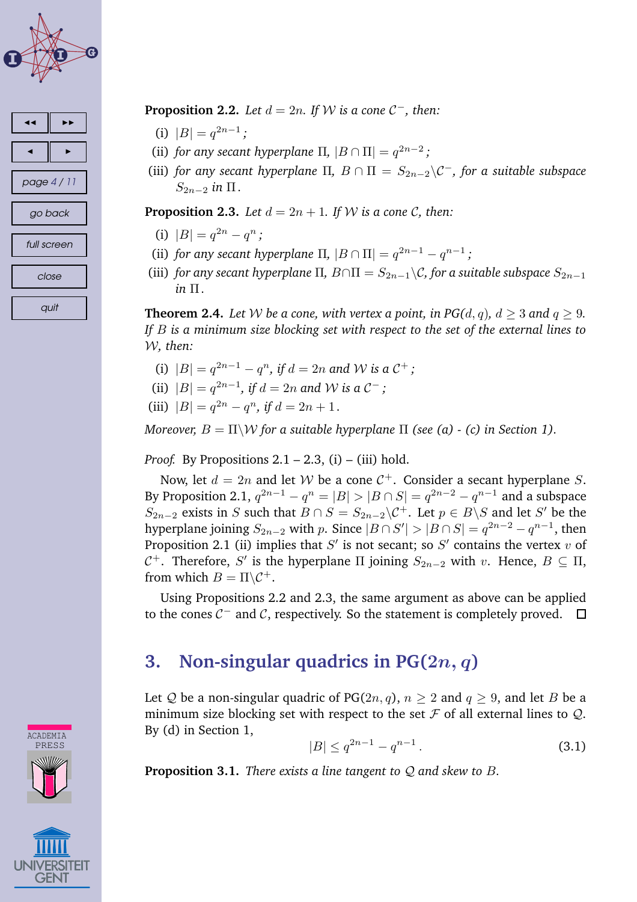**Proposition 2.2.** *Let $d = 2n$. If $\mathcal{W}$ is a cone $\mathcal{C}^-$, then:*

(i) $|B| = q^{2n-1}$;

(ii) *for any secant hyperplane $\Pi$, $|B \cap \Pi| = q^{2n-2}$;*

(iii) *for any secant hyperplane $\Pi$, $B \cap \Pi = S_{2n-2} \backslash \mathcal{C}^-$, for a suitable subspace $S_{2n-2}$ in $\Pi$.*

**Proposition 2.3.** *Let $d = 2n + 1$. If $\mathcal{W}$ is a cone $\mathcal{C}$, then:*

(i) $|B| = q^{2n} - q^n$;

(ii) *for any secant hyperplane $\Pi$, $|B \cap \Pi| = q^{2n-1} - q^{n-1}$;*

(iii) *for any secant hyperplane $\Pi$, $B \cap \Pi = S_{2n-1} \backslash \mathcal{C}$, for a suitable subspace $S_{2n-1}$ in $\Pi$.*

**Theorem 2.4.** *Let $\mathcal{W}$ be a cone, with vertex a point, in PG$(d, q)$, $d \geq 3$ and $q \geq 9$. If $B$ is a minimum size blocking set with respect to the set of the external lines to $\mathcal{W}$, then:*

(i) $|B| = q^{2n-1} - q^n$, *if $d = 2n$ and $\mathcal{W}$ is a $\mathcal{C}^+$;*

(ii) $|B| = q^{2n-1}$, *if $d = 2n$ and $\mathcal{W}$ is a $\mathcal{C}^-$;*

(iii) $|B| = q^{2n} - q^n$, *if $d = 2n + 1$.*

*Moreover, $B = \Pi \backslash \mathcal{W}$ for a suitable hyperplane $\Pi$ (see (a) - (c) in Section 1).*

*Proof.* By Propositions 2.1 – 2.3, (i) – (iii) hold.

Now, let $d = 2n$ and let $\mathcal{W}$ be a cone $\mathcal{C}^+$. Consider a secant hyperplane $S$. By Proposition 2.1, $q^{2n-1} - q^n = |B| > |B \cap S| = q^{2n-2} - q^{n-1}$ and a subspace $S_{2n-2}$ exists in $S$ such that $B \cap S = S_{2n-2} \backslash \mathcal{C}^+$. Let $p \in B \backslash S$ and let $S'$ be the hyperplane joining $S_{2n-2}$ with $p$. Since $|B \cap S'| > |B \cap S| = q^{2n-2} - q^{n-1}$, then Proposition 2.1 (ii) implies that $S'$ is not secant; so $S'$ contains the vertex $v$ of $\mathcal{C}^+$. Therefore, $S'$ is the hyperplane $\Pi$ joining $S_{2n-2}$ with $v$. Hence, $B \subseteq \Pi$, from which $B = \Pi \backslash \mathcal{C}^+$.

Using Propositions 2.2 and 2.3, the same argument as above can be applied to the cones $\mathcal{C}^-$ and $\mathcal{C}$, respectively. So the statement is completely proved. □

## 3. Non-singular quadrics in PG$(2n, q)$

Let $\mathcal{Q}$ be a non-singular quadric of PG$(2n, q)$, $n \geq 2$ and $q \geq 9$, and let $B$ be a minimum size blocking set with respect to the set $\mathcal{F}$ of all external lines to $\mathcal{Q}$. By (d) in Section 1,

$$|B| \leq q^{2n-1} - q^{n-1}. \tag{3.1}$$

**Proposition 3.1.** *There exists a line tangent to $\mathcal{Q}$ and skew to $B$.*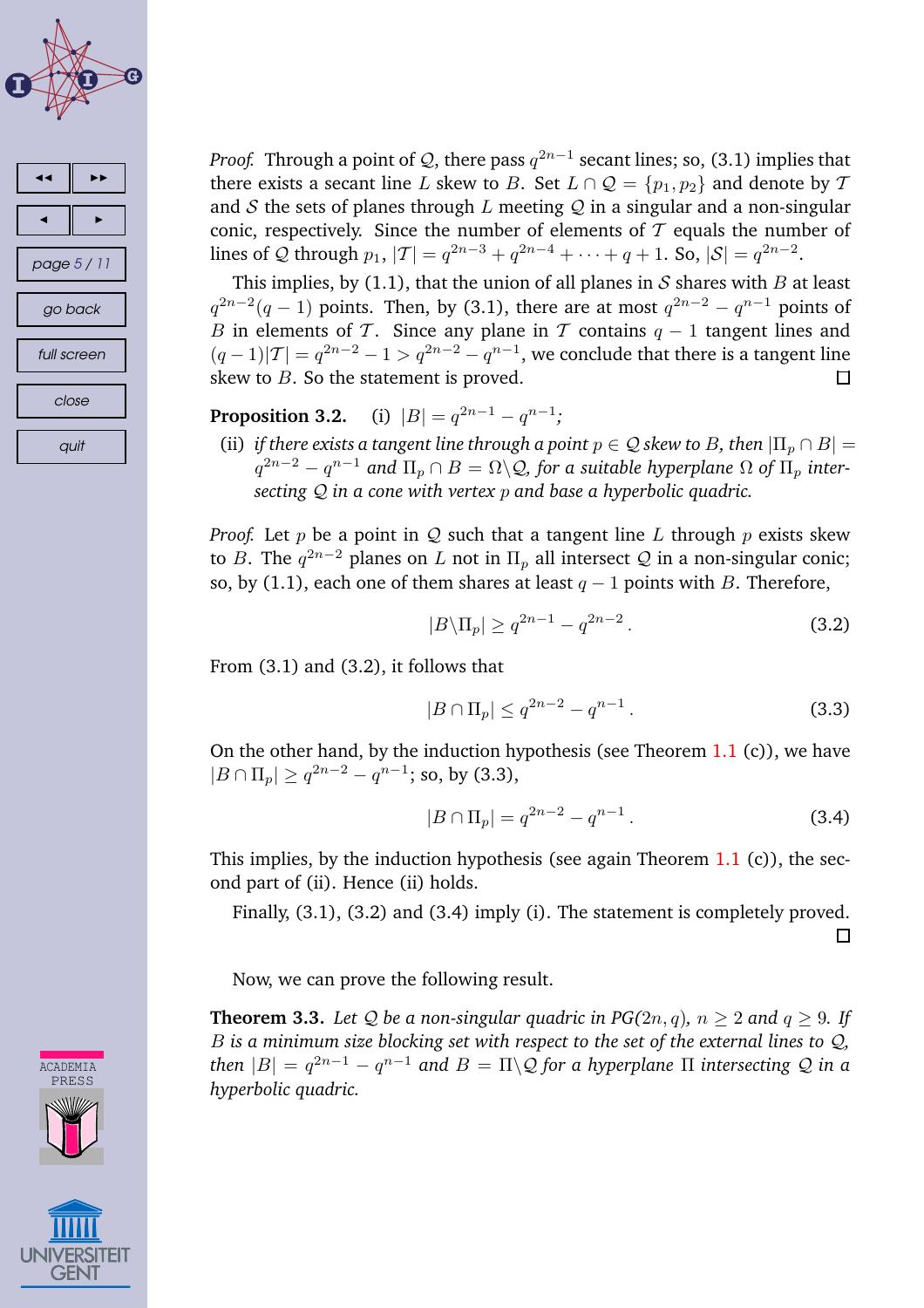*Proof.* Through a point of $\mathcal{Q}$, there pass $q^{2n-1}$ secant lines; so, (3.1) implies that there exists a secant line $L$ skew to $B$. Set $L \cap \mathcal{Q} = \{p_1, p_2\}$ and denote by $\mathcal{T}$ and $\mathcal{S}$ the sets of planes through $L$ meeting $\mathcal{Q}$ in a singular and a non-singular conic, respectively. Since the number of elements of $\mathcal{T}$ equals the number of lines of $\mathcal{Q}$ through $p_1$, $|\mathcal{T}| = q^{2n-3} + q^{2n-4} + \cdots + q + 1$. So, $|\mathcal{S}| = q^{2n-2}$.

This implies, by (1.1), that the union of all planes in $\mathcal{S}$ shares with $B$ at least $q^{2n-2}(q-1)$ points. Then, by (3.1), there are at most $q^{2n-2} - q^{n-1}$ points of $B$ in elements of $\mathcal{T}$. Since any plane in $\mathcal{T}$ contains $q-1$ tangent lines and $(q-1)|\mathcal{T}| = q^{2n-2} - 1 > q^{2n-2} - q^{n-1}$, we conclude that there is a tangent line skew to $B$. So the statement is proved. □

**Proposition 3.2.** (i) $|B| = q^{2n-1} - q^{n-1}$;

(ii) *if there exists a tangent line through a point $p \in \mathcal{Q}$ skew to $B$, then $|\Pi_p \cap B| = q^{2n-2} - q^{n-1}$ and $\Pi_p \cap B = \Omega \backslash \mathcal{Q}$, for a suitable hyperplane $\Omega$ of $\Pi_p$ intersecting $\mathcal{Q}$ in a cone with vertex $p$ and base a hyperbolic quadric.*

*Proof.* Let $p$ be a point in $\mathcal{Q}$ such that a tangent line $L$ through $p$ exists skew to $B$. The $q^{2n-2}$ planes on $L$ not in $\Pi_p$ all intersect $\mathcal{Q}$ in a non-singular conic; so, by (1.1), each one of them shares at least $q-1$ points with $B$. Therefore,

$$|B \backslash \Pi_p| \geq q^{2n-1} - q^{2n-2}\,. \tag{3.2}$$

From (3.1) and (3.2), it follows that

$$|B \cap \Pi_p| \leq q^{2n-2} - q^{n-1}\,. \tag{3.3}$$

On the other hand, by the induction hypothesis (see Theorem 1.1 (c)), we have $|B \cap \Pi_p| \geq q^{2n-2} - q^{n-1}$; so, by (3.3),

$$|B \cap \Pi_p| = q^{2n-2} - q^{n-1}\,. \tag{3.4}$$

This implies, by the induction hypothesis (see again Theorem 1.1 (c)), the second part of (ii). Hence (ii) holds.

Finally, (3.1), (3.2) and (3.4) imply (i). The statement is completely proved. □

Now, we can prove the following result.

**Theorem 3.3.** *Let $\mathcal{Q}$ be a non-singular quadric in PG$(2n, q)$, $n \geq 2$ and $q \geq 9$. If $B$ is a minimum size blocking set with respect to the set of the external lines to $\mathcal{Q}$, then $|B| = q^{2n-1} - q^{n-1}$ and $B = \Pi \backslash \mathcal{Q}$ for a hyperplane $\Pi$ intersecting $\mathcal{Q}$ in a hyperbolic quadric.*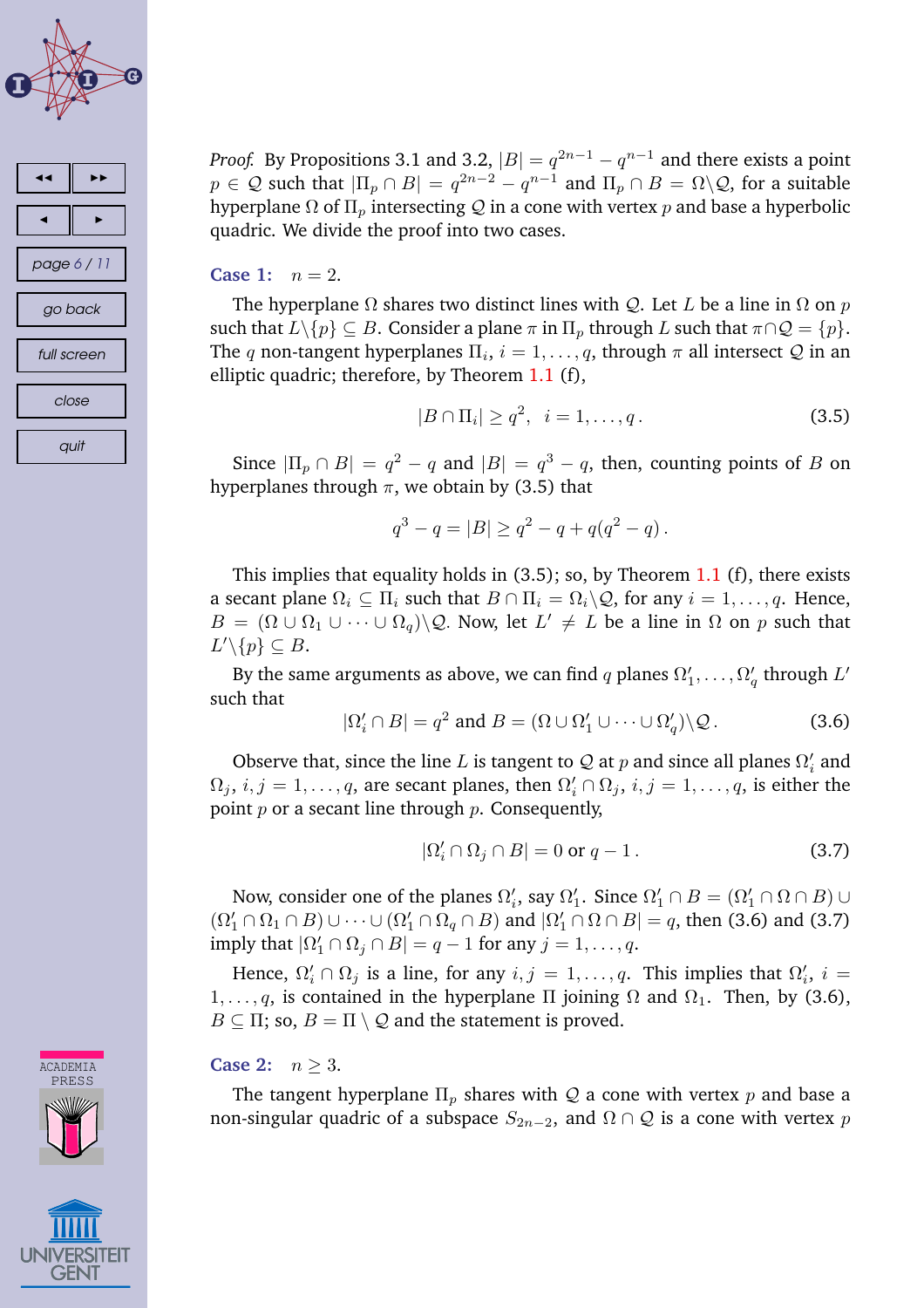*Proof.* By Propositions 3.1 and 3.2, $|B| = q^{2n-1} - q^{n-1}$ and there exists a point $p \in \mathcal{Q}$ such that $|\Pi_p \cap B| = q^{2n-2} - q^{n-1}$ and $\Pi_p \cap B = \Omega \backslash \mathcal{Q}$, for a suitable hyperplane $\Omega$ of $\Pi_p$ intersecting $\mathcal{Q}$ in a cone with vertex $p$ and base a hyperbolic quadric. We divide the proof into two cases.

**Case 1:** $n = 2$.

The hyperplane $\Omega$ shares two distinct lines with $\mathcal{Q}$. Let $L$ be a line in $\Omega$ on $p$ such that $L \backslash \{p\} \subseteq B$. Consider a plane $\pi$ in $\Pi_p$ through $L$ such that $\pi \cap \mathcal{Q} = \{p\}$. The $q$ non-tangent hyperplanes $\Pi_i$, $i = 1, \ldots, q$, through $\pi$ all intersect $\mathcal{Q}$ in an elliptic quadric; therefore, by Theorem 1.1 (f),

$$|B \cap \Pi_i| \geq q^2, \quad i = 1, \ldots, q\,. \tag{3.5}$$

Since $|\Pi_p \cap B| = q^2 - q$ and $|B| = q^3 - q$, then, counting points of $B$ on hyperplanes through $\pi$, we obtain by (3.5) that

$$q^3 - q = |B| \geq q^2 - q + q(q^2 - q)\,.$$

This implies that equality holds in (3.5); so, by Theorem 1.1 (f), there exists a secant plane $\Omega_i \subseteq \Pi_i$ such that $B \cap \Pi_i = \Omega_i \backslash \mathcal{Q}$, for any $i = 1, \ldots, q$. Hence, $B = (\Omega \cup \Omega_1 \cup \cdots \cup \Omega_q) \backslash \mathcal{Q}$. Now, let $L' \neq L$ be a line in $\Omega$ on $p$ such that $L' \backslash \{p\} \subseteq B$.

By the same arguments as above, we can find $q$ planes $\Omega'_1, \ldots, \Omega'_q$ through $L'$ such that

$$|\Omega'_i \cap B| = q^2 \text{ and } B = (\Omega \cup \Omega'_1 \cup \cdots \cup \Omega'_q) \backslash \mathcal{Q}\,. \tag{3.6}$$

Observe that, since the line $L$ is tangent to $\mathcal{Q}$ at $p$ and since all planes $\Omega'_i$ and $\Omega_j$, $i, j = 1, \ldots, q$, are secant planes, then $\Omega'_i \cap \Omega_j$, $i, j = 1, \ldots, q$, is either the point $p$ or a secant line through $p$. Consequently,

$$|\Omega'_i \cap \Omega_j \cap B| = 0 \text{ or } q - 1\,. \tag{3.7}$$

Now, consider one of the planes $\Omega'_i$, say $\Omega'_1$. Since $\Omega'_1 \cap B = (\Omega'_1 \cap \Omega \cap B) \cup (\Omega'_1 \cap \Omega_1 \cap B) \cup \cdots \cup (\Omega'_1 \cap \Omega_q \cap B)$ and $|\Omega'_1 \cap \Omega \cap B| = q$, then (3.6) and (3.7) imply that $|\Omega'_1 \cap \Omega_j \cap B| = q - 1$ for any $j = 1, \ldots, q$.

Hence, $\Omega'_i \cap \Omega_j$ is a line, for any $i, j = 1, \ldots, q$. This implies that $\Omega'_i$, $i = 1, \ldots, q$, is contained in the hyperplane $\Pi$ joining $\Omega$ and $\Omega_1$. Then, by (3.6), $B \subseteq \Pi$; so, $B = \Pi \setminus \mathcal{Q}$ and the statement is proved.

**Case 2:** $n \geq 3$.

The tangent hyperplane $\Pi_p$ shares with $\mathcal{Q}$ a cone with vertex $p$ and base a non-singular quadric of a subspace $S_{2n-2}$, and $\Omega \cap \mathcal{Q}$ is a cone with vertex $p$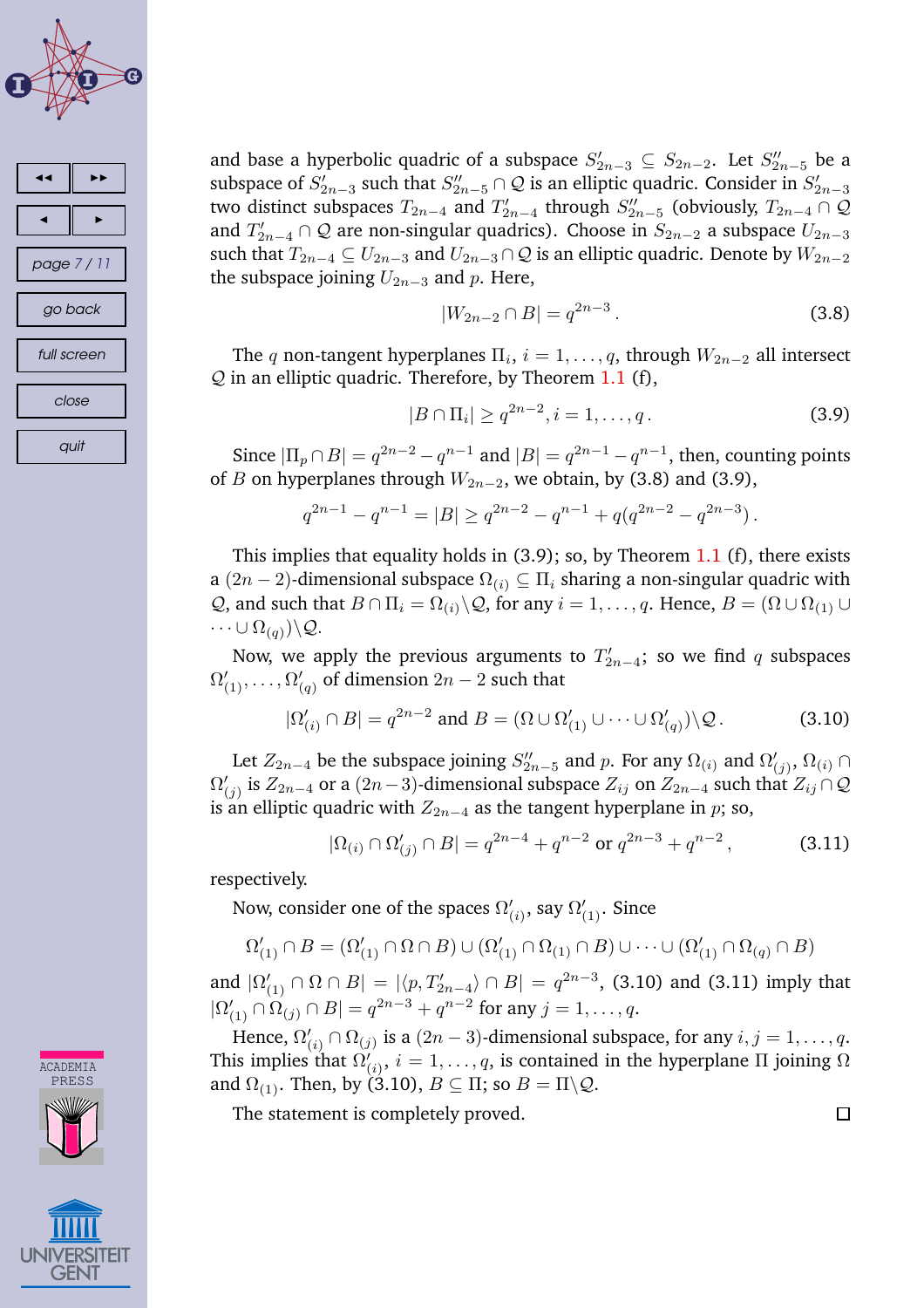and base a hyperbolic quadric of a subspace $S'_{2n-3} \subseteq S_{2n-2}$. Let $S''_{2n-5}$ be a subspace of $S'_{2n-3}$ such that $S''_{2n-5} \cap \mathcal{Q}$ is an elliptic quadric. Consider in $S'_{2n-3}$ two distinct subspaces $T_{2n-4}$ and $T'_{2n-4}$ through $S''_{2n-5}$ (obviously, $T_{2n-4} \cap \mathcal{Q}$ and $T'_{2n-4} \cap \mathcal{Q}$ are non-singular quadrics). Choose in $S_{2n-2}$ a subspace $U_{2n-3}$ such that $T_{2n-4} \subseteq U_{2n-3}$ and $U_{2n-3} \cap \mathcal{Q}$ is an elliptic quadric. Denote by $W_{2n-2}$ the subspace joining $U_{2n-3}$ and $p$. Here,

$$|W_{2n-2} \cap B| = q^{2n-3}. \tag{3.8}$$

The $q$ non-tangent hyperplanes $\Pi_i$, $i = 1, \ldots, q$, through $W_{2n-2}$ all intersect $\mathcal{Q}$ in an elliptic quadric. Therefore, by Theorem 1.1 (f),

$$|B \cap \Pi_i| \geq q^{2n-2}, i = 1, \ldots, q. \tag{3.9}$$

Since $|\Pi_p \cap B| = q^{2n-2} - q^{n-1}$ and $|B| = q^{2n-1} - q^{n-1}$, then, counting points of $B$ on hyperplanes through $W_{2n-2}$, we obtain, by (3.8) and (3.9),

$$q^{2n-1} - q^{n-1} = |B| \geq q^{2n-2} - q^{n-1} + q(q^{2n-2} - q^{2n-3}).$$

This implies that equality holds in (3.9); so, by Theorem 1.1 (f), there exists a $(2n-2)$-dimensional subspace $\Omega_{(i)} \subseteq \Pi_i$ sharing a non-singular quadric with $\mathcal{Q}$, and such that $B \cap \Pi_i = \Omega_{(i)} \backslash \mathcal{Q}$, for any $i = 1, \ldots, q$. Hence, $B = (\Omega \cup \Omega_{(1)} \cup \cdots \cup \Omega_{(q)}) \backslash \mathcal{Q}$.

Now, we apply the previous arguments to $T'_{2n-4}$; so we find $q$ subspaces $\Omega'_{(1)}, \ldots, \Omega'_{(q)}$ of dimension $2n-2$ such that

$$|\Omega'_{(i)} \cap B| = q^{2n-2} \text{ and } B = (\Omega \cup \Omega'_{(1)} \cup \cdots \cup \Omega'_{(q)}) \backslash \mathcal{Q}. \tag{3.10}$$

Let $Z_{2n-4}$ be the subspace joining $S''_{2n-5}$ and $p$. For any $\Omega_{(i)}$ and $\Omega'_{(j)}$, $\Omega_{(i)} \cap \Omega'_{(j)}$ is $Z_{2n-4}$ or a $(2n-3)$-dimensional subspace $Z_{ij}$ on $Z_{2n-4}$ such that $Z_{ij} \cap \mathcal{Q}$ is an elliptic quadric with $Z_{2n-4}$ as the tangent hyperplane in $p$; so,

$$|\Omega_{(i)} \cap \Omega'_{(j)} \cap B| = q^{2n-4} + q^{n-2} \text{ or } q^{2n-3} + q^{n-2}, \tag{3.11}$$

respectively.

Now, consider one of the spaces $\Omega'_{(i)}$, say $\Omega'_{(1)}$. Since

$$\Omega'_{(1)} \cap B = (\Omega'_{(1)} \cap \Omega \cap B) \cup (\Omega'_{(1)} \cap \Omega_{(1)} \cap B) \cup \cdots \cup (\Omega'_{(1)} \cap \Omega_{(q)} \cap B)$$

and $|\Omega'_{(1)} \cap \Omega \cap B| = |\langle p, T'_{2n-4} \rangle \cap B| = q^{2n-3}$, (3.10) and (3.11) imply that $|\Omega'_{(1)} \cap \Omega_{(j)} \cap B| = q^{2n-3} + q^{n-2}$ for any $j = 1, \ldots, q$.

Hence, $\Omega'_{(i)} \cap \Omega_{(j)}$ is a $(2n-3)$-dimensional subspace, for any $i, j = 1, \ldots, q$. This implies that $\Omega'_{(i)}$, $i = 1, \ldots, q$, is contained in the hyperplane $\Pi$ joining $\Omega$ and $\Omega_{(1)}$. Then, by (3.10), $B \subseteq \Pi$; so $B = \Pi \backslash \mathcal{Q}$.

The statement is completely proved. □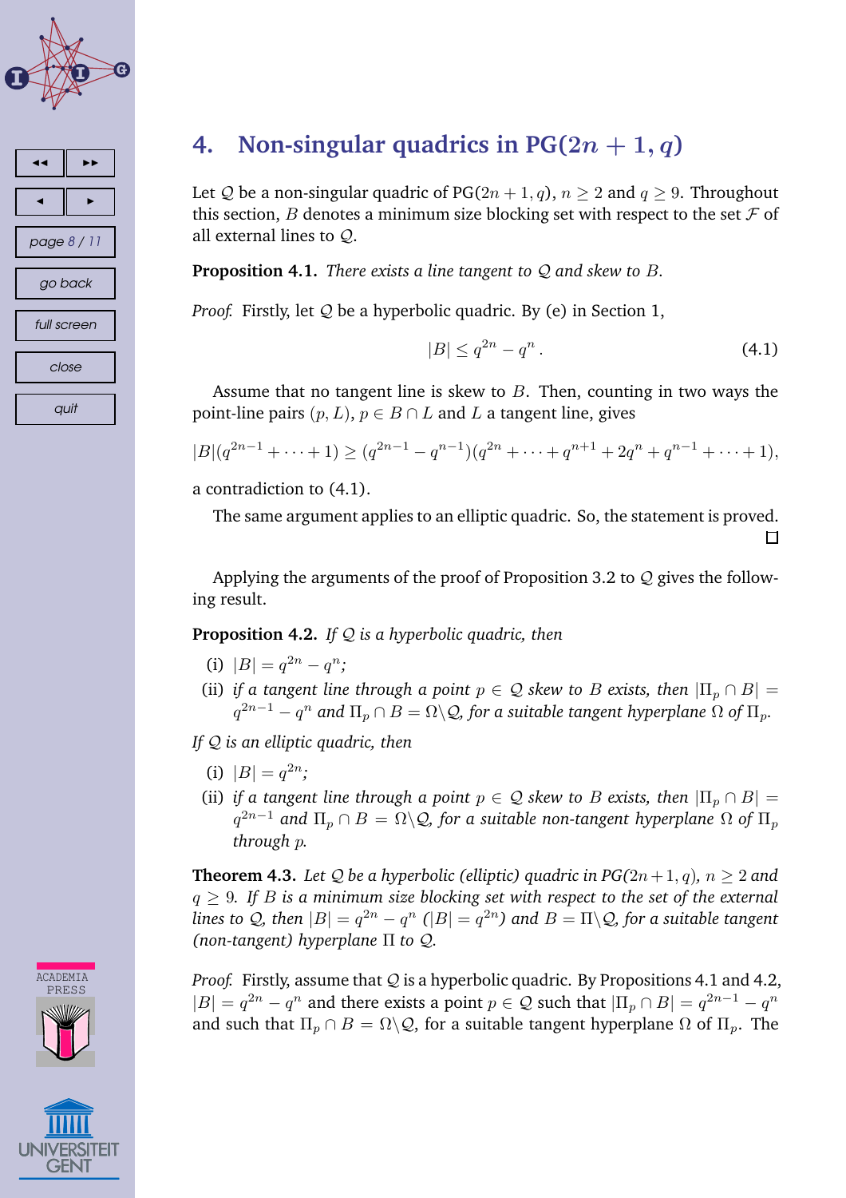## 4. Non-singular quadrics in $\mathrm{PG}(2n+1,q)$

Let $\mathcal{Q}$ be a non-singular quadric of $\mathrm{PG}(2n+1,q)$, $n \geq 2$ and $q \geq 9$. Throughout this section, $B$ denotes a minimum size blocking set with respect to the set $\mathcal{F}$ of all external lines to $\mathcal{Q}$.

**Proposition 4.1.** *There exists a line tangent to $\mathcal{Q}$ and skew to $B$.*

*Proof.* Firstly, let $\mathcal{Q}$ be a hyperbolic quadric. By (e) in Section 1,

$$|B| \leq q^{2n} - q^n \,. \tag{4.1}$$

Assume that no tangent line is skew to $B$. Then, counting in two ways the point-line pairs $(p, L)$, $p \in B \cap L$ and $L$ a tangent line, gives

$$|B|(q^{2n-1} + \cdots + 1) \geq (q^{2n-1} - q^{n-1})(q^{2n} + \cdots + q^{n+1} + 2q^n + q^{n-1} + \cdots + 1),$$

a contradiction to (4.1).

The same argument applies to an elliptic quadric. So, the statement is proved. □

Applying the arguments of the proof of Proposition 3.2 to $\mathcal{Q}$ gives the following result.

**Proposition 4.2.** *If $\mathcal{Q}$ is a hyperbolic quadric, then*

(i) $|B| = q^{2n} - q^n$;

(ii) *if a tangent line through a point $p \in \mathcal{Q}$ skew to $B$ exists, then $|\Pi_p \cap B| = q^{2n-1} - q^n$ and $\Pi_p \cap B = \Omega \setminus \mathcal{Q}$, for a suitable tangent hyperplane $\Omega$ of $\Pi_p$.*

*If $\mathcal{Q}$ is an elliptic quadric, then*

(i) $|B| = q^{2n}$;

(ii) *if a tangent line through a point $p \in \mathcal{Q}$ skew to $B$ exists, then $|\Pi_p \cap B| = q^{2n-1}$ and $\Pi_p \cap B = \Omega \setminus \mathcal{Q}$, for a suitable non-tangent hyperplane $\Omega$ of $\Pi_p$ through $p$.*

**Theorem 4.3.** *Let $\mathcal{Q}$ be a hyperbolic (elliptic) quadric in $\mathrm{PG}(2n+1,q)$, $n \geq 2$ and $q \geq 9$. If $B$ is a minimum size blocking set with respect to the set of the external lines to $\mathcal{Q}$, then $|B| = q^{2n} - q^n$ ($|B| = q^{2n}$) and $B = \Pi \setminus \mathcal{Q}$, for a suitable tangent (non-tangent) hyperplane $\Pi$ to $\mathcal{Q}$.*

*Proof.* Firstly, assume that $\mathcal{Q}$ is a hyperbolic quadric. By Propositions 4.1 and 4.2, $|B| = q^{2n} - q^n$ and there exists a point $p \in \mathcal{Q}$ such that $|\Pi_p \cap B| = q^{2n-1} - q^n$ and such that $\Pi_p \cap B = \Omega \setminus \mathcal{Q}$, for a suitable tangent hyperplane $\Omega$ of $\Pi_p$. The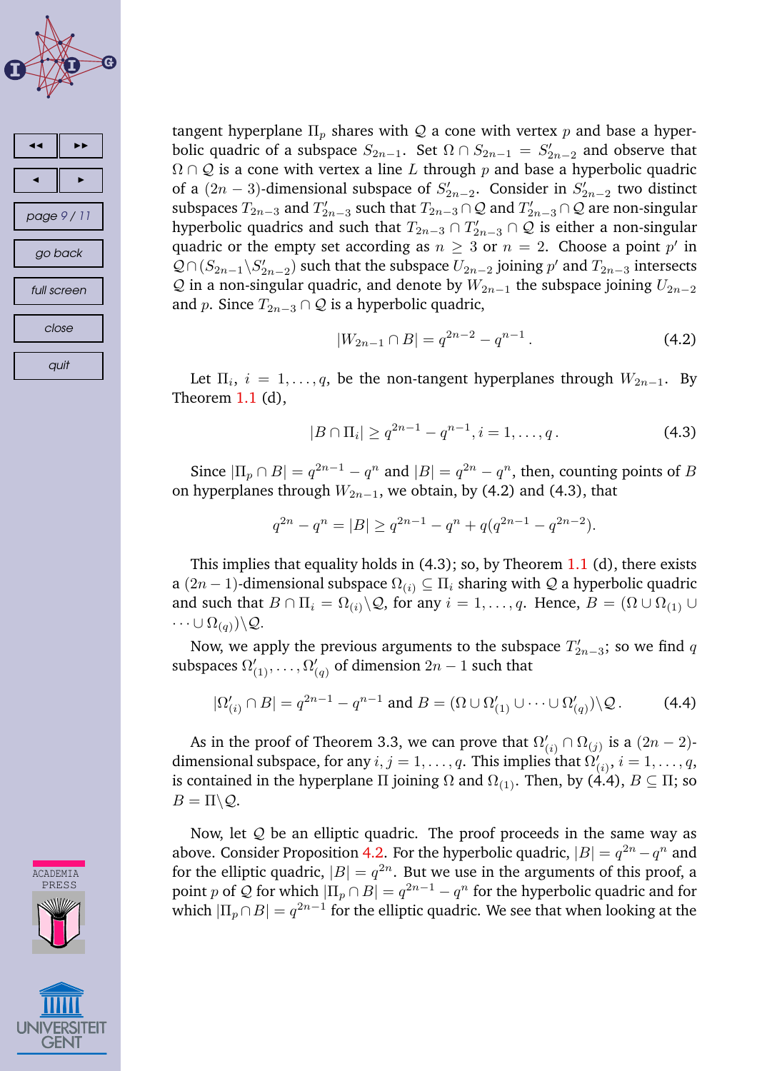tangent hyperplane $\Pi_p$ shares with $\mathcal{Q}$ a cone with vertex $p$ and base a hyperbolic quadric of a subspace $S_{2n-1}$. Set $\Omega \cap S_{2n-1} = S'_{2n-2}$ and observe that $\Omega \cap \mathcal{Q}$ is a cone with vertex a line $L$ through $p$ and base a hyperbolic quadric of a $(2n-3)$-dimensional subspace of $S'_{2n-2}$. Consider in $S'_{2n-2}$ two distinct subspaces $T_{2n-3}$ and $T'_{2n-3}$ such that $T_{2n-3} \cap \mathcal{Q}$ and $T'_{2n-3} \cap \mathcal{Q}$ are non-singular hyperbolic quadrics and such that $T_{2n-3} \cap T'_{2n-3} \cap \mathcal{Q}$ is either a non-singular quadric or the empty set according as $n \geq 3$ or $n = 2$. Choose a point $p'$ in $\mathcal{Q} \cap (S_{2n-1} \backslash S'_{2n-2})$ such that the subspace $U_{2n-2}$ joining $p'$ and $T_{2n-3}$ intersects $\mathcal{Q}$ in a non-singular quadric, and denote by $W_{2n-1}$ the subspace joining $U_{2n-2}$ and $p$. Since $T_{2n-3} \cap \mathcal{Q}$ is a hyperbolic quadric,

$$|W_{2n-1} \cap B| = q^{2n-2} - q^{n-1}\,. \tag{4.2}$$

Let $\Pi_i$, $i = 1, \ldots, q$, be the non-tangent hyperplanes through $W_{2n-1}$. By Theorem 1.1 (d),

$$|B \cap \Pi_i| \geq q^{2n-1} - q^{n-1}, i = 1, \ldots, q\,. \tag{4.3}$$

Since $|\Pi_p \cap B| = q^{2n-1} - q^n$ and $|B| = q^{2n} - q^n$, then, counting points of $B$ on hyperplanes through $W_{2n-1}$, we obtain, by (4.2) and (4.3), that

$$q^{2n} - q^n = |B| \geq q^{2n-1} - q^n + q(q^{2n-1} - q^{2n-2}).$$

This implies that equality holds in (4.3); so, by Theorem 1.1 (d), there exists a $(2n-1)$-dimensional subspace $\Omega_{(i)} \subseteq \Pi_i$ sharing with $\mathcal{Q}$ a hyperbolic quadric and such that $B \cap \Pi_i = \Omega_{(i)} \backslash \mathcal{Q}$, for any $i = 1, \ldots, q$. Hence, $B = (\Omega \cup \Omega_{(1)} \cup \cdots \cup \Omega_{(q)}) \backslash \mathcal{Q}$.

Now, we apply the previous arguments to the subspace $T'_{2n-3}$; so we find $q$ subspaces $\Omega'_{(1)}, \ldots, \Omega'_{(q)}$ of dimension $2n-1$ such that

$$|\Omega'_{(i)} \cap B| = q^{2n-1} - q^{n-1} \text{ and } B = (\Omega \cup \Omega'_{(1)} \cup \cdots \cup \Omega'_{(q)}) \backslash \mathcal{Q}\,. \tag{4.4}$$

As in the proof of Theorem 3.3, we can prove that $\Omega'_{(i)} \cap \Omega_{(j)}$ is a $(2n-2)$-dimensional subspace, for any $i, j = 1, \ldots, q$. This implies that $\Omega'_{(i)}$, $i = 1, \ldots, q$, is contained in the hyperplane $\Pi$ joining $\Omega$ and $\Omega_{(1)}$. Then, by (4.4), $B \subseteq \Pi$; so $B = \Pi \backslash \mathcal{Q}$.

Now, let $\mathcal{Q}$ be an elliptic quadric. The proof proceeds in the same way as above. Consider Proposition 4.2. For the hyperbolic quadric, $|B| = q^{2n} - q^n$ and for the elliptic quadric, $|B| = q^{2n}$. But we use in the arguments of this proof, a point $p$ of $\mathcal{Q}$ for which $|\Pi_p \cap B| = q^{2n-1} - q^n$ for the hyperbolic quadric and for which $|\Pi_p \cap B| = q^{2n-1}$ for the elliptic quadric. We see that when looking at the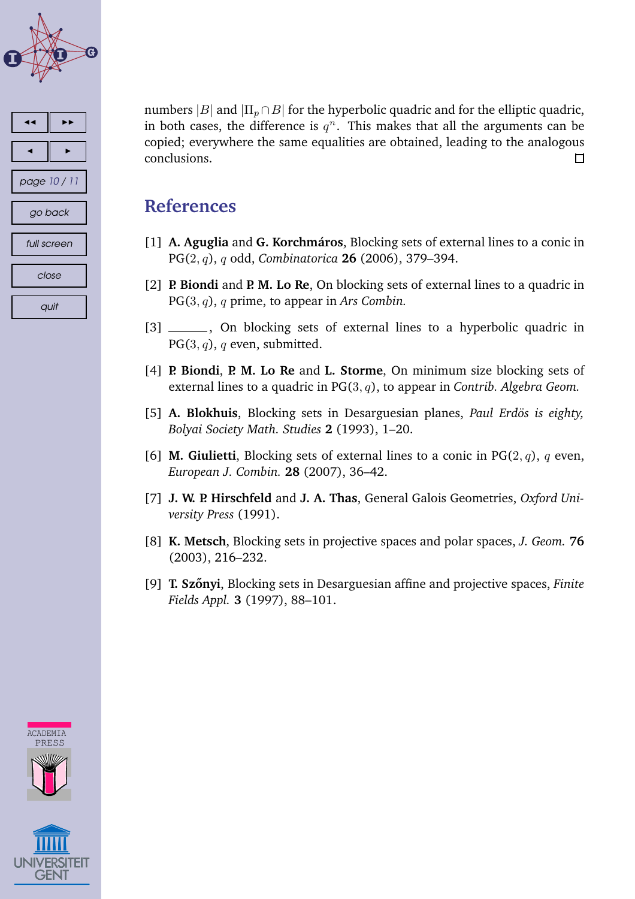numbers $|B|$ and $|\Pi_p \cap B|$ for the hyperbolic quadric and for the elliptic quadric, in both cases, the difference is $q^n$. This makes that all the arguments can be copied; everywhere the same equalities are obtained, leading to the analogous conclusions. □

## References

[1] **A. Aguglia** and **G. Korchmáros**, Blocking sets of external lines to a conic in $\mathrm{PG}(2,q)$, $q$ odd, *Combinatorica* **26** (2006), 379–394.

[2] **P. Biondi** and **P. M. Lo Re**, On blocking sets of external lines to a quadric in $\mathrm{PG}(3,q)$, $q$ prime, to appear in *Ars Combin.*

[3] ______, On blocking sets of external lines to a hyperbolic quadric in $\mathrm{PG}(3,q)$, $q$ even, submitted.

[4] **P. Biondi**, **P. M. Lo Re** and **L. Storme**, On minimum size blocking sets of external lines to a quadric in $\mathrm{PG}(3,q)$, to appear in *Contrib. Algebra Geom.*

[5] **A. Blokhuis**, Blocking sets in Desarguesian planes, *Paul Erdös is eighty, Bolyai Society Math. Studies* **2** (1993), 1–20.

[6] **M. Giulietti**, Blocking sets of external lines to a conic in $\mathrm{PG}(2,q)$, $q$ even, *European J. Combin.* **28** (2007), 36–42.

[7] **J. W. P. Hirschfeld** and **J. A. Thas**, General Galois Geometries, *Oxford University Press* (1991).

[8] **K. Metsch**, Blocking sets in projective spaces and polar spaces, *J. Geom.* **76** (2003), 216–232.

[9] **T. Szőnyi**, Blocking sets in Desarguesian affine and projective spaces, *Finite Fields Appl.* **3** (1997), 88–101.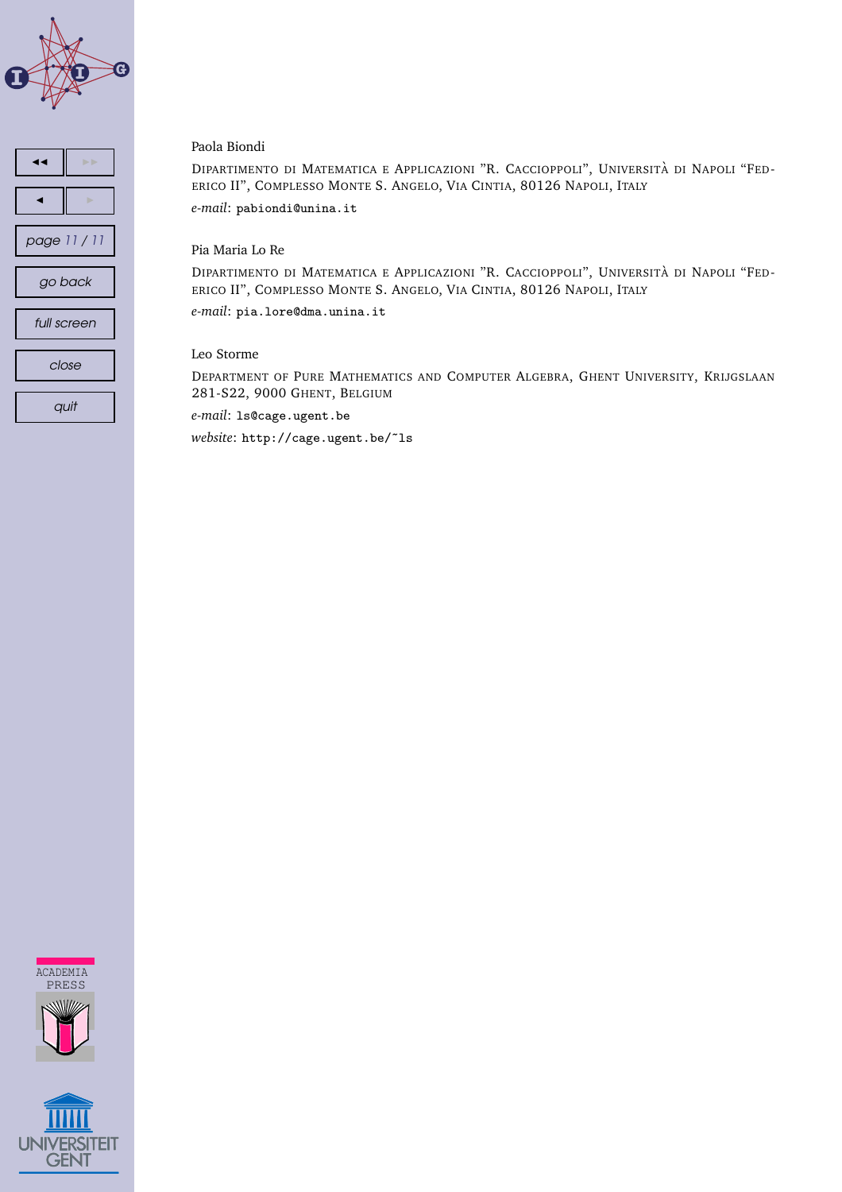Paola Biondi

Dipartimento di Matematica e Applicazioni "R. Caccioppoli", Università di Napoli "Federico II", Complesso Monte S. Angelo, Via Cintia, 80126 Napoli, Italy

*e-mail*: `pabiondi@unina.it`

Pia Maria Lo Re

Dipartimento di Matematica e Applicazioni "R. Caccioppoli", Università di Napoli "Federico II", Complesso Monte S. Angelo, Via Cintia, 80126 Napoli, Italy

*e-mail*: `pia.lore@dma.unina.it`

Leo Storme

Department of Pure Mathematics and Computer Algebra, Ghent University, Krijgslaan 281-S22, 9000 Ghent, Belgium

*e-mail*: `ls@cage.ugent.be`

*website*: `http://cage.ugent.be/~ls`